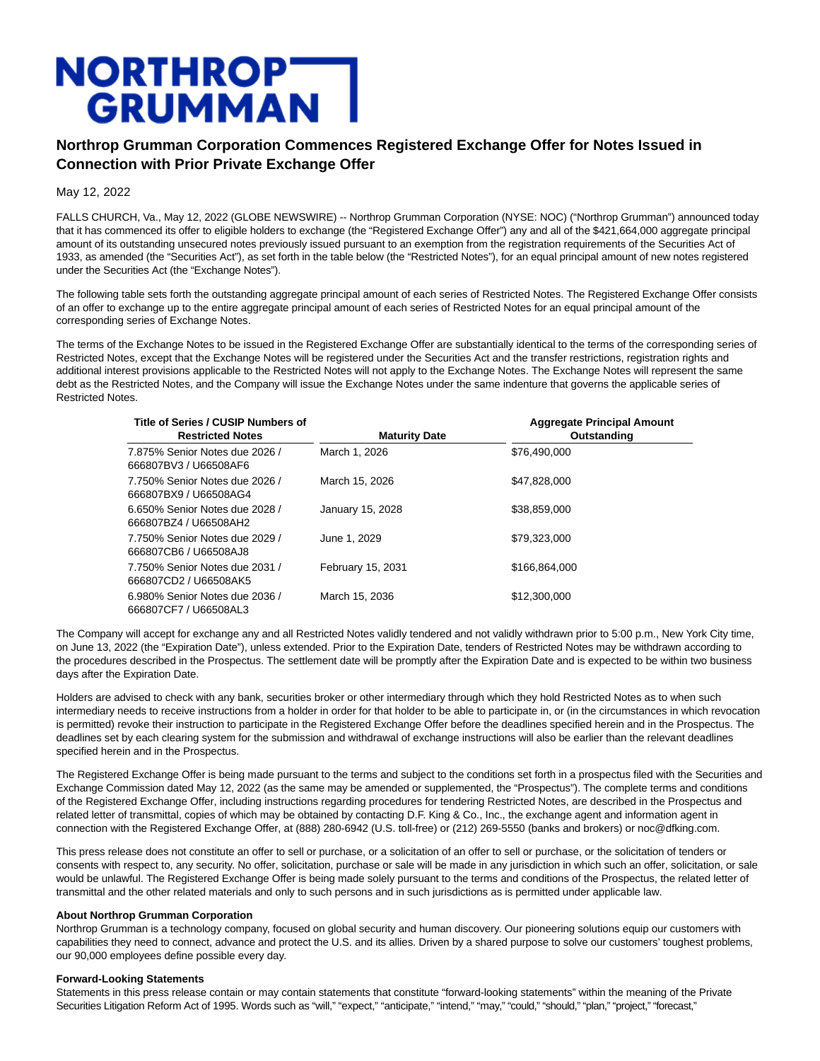# NORTHROP GRUMMAN

## Northrop Grumman Corporation Commences Registered Exchange Offer for Notes Issued in Connection with Prior Private Exchange Offer

May 12, 2022

FALLS CHURCH, Va., May 12, 2022 (GLOBE NEWSWIRE) -- Northrop Grumman Corporation (NYSE: NOC) ("Northrop Grumman") announced today that it has commenced its offer to eligible holders to exchange (the "Registered Exchange Offer") any and all of the $421,664,000 aggregate principal amount of its outstanding unsecured notes previously issued pursuant to an exemption from the registration requirements of the Securities Act of 1933, as amended (the "Securities Act"), as set forth in the table below (the "Restricted Notes"), for an equal principal amount of new notes registered under the Securities Act (the "Exchange Notes").

The following table sets forth the outstanding aggregate principal amount of each series of Restricted Notes. The Registered Exchange Offer consists of an offer to exchange up to the entire aggregate principal amount of each series of Restricted Notes for an equal principal amount of the corresponding series of Exchange Notes.

The terms of the Exchange Notes to be issued in the Registered Exchange Offer are substantially identical to the terms of the corresponding series of Restricted Notes, except that the Exchange Notes will be registered under the Securities Act and the transfer restrictions, registration rights and additional interest provisions applicable to the Restricted Notes will not apply to the Exchange Notes. The Exchange Notes will represent the same debt as the Restricted Notes, and the Company will issue the Exchange Notes under the same indenture that governs the applicable series of Restricted Notes.

| Title of Series / CUSIP Numbers of Restricted Notes | Maturity Date | Aggregate Principal Amount Outstanding |
|---|---|---|
| 7.875% Senior Notes due 2026 / 666807BV3 / U66508AF6 | March 1, 2026 | $76,490,000 |
| 7.750% Senior Notes due 2026 / 666807BX9 / U66508AG4 | March 15, 2026 | $47,828,000 |
| 6.650% Senior Notes due 2028 / 666807BZ4 / U66508AH2 | January 15, 2028 | $38,859,000 |
| 7.750% Senior Notes due 2029 / 666807CB6 / U66508AJ8 | June 1, 2029 | $79,323,000 |
| 7.750% Senior Notes due 2031 / 666807CD2 / U66508AK5 | February 15, 2031 | $166,864,000 |
| 6.980% Senior Notes due 2036 / 666807CF7 / U66508AL3 | March 15, 2036 | $12,300,000 |

The Company will accept for exchange any and all Restricted Notes validly tendered and not validly withdrawn prior to 5:00 p.m., New York City time, on June 13, 2022 (the "Expiration Date"), unless extended. Prior to the Expiration Date, tenders of Restricted Notes may be withdrawn according to the procedures described in the Prospectus. The settlement date will be promptly after the Expiration Date and is expected to be within two business days after the Expiration Date.

Holders are advised to check with any bank, securities broker or other intermediary through which they hold Restricted Notes as to when such intermediary needs to receive instructions from a holder in order for that holder to be able to participate in, or (in the circumstances in which revocation is permitted) revoke their instruction to participate in the Registered Exchange Offer before the deadlines specified herein and in the Prospectus. The deadlines set by each clearing system for the submission and withdrawal of exchange instructions will also be earlier than the relevant deadlines specified herein and in the Prospectus.

The Registered Exchange Offer is being made pursuant to the terms and subject to the conditions set forth in a prospectus filed with the Securities and Exchange Commission dated May 12, 2022 (as the same may be amended or supplemented, the "Prospectus"). The complete terms and conditions of the Registered Exchange Offer, including instructions regarding procedures for tendering Restricted Notes, are described in the Prospectus and related letter of transmittal, copies of which may be obtained by contacting D.F. King & Co., Inc., the exchange agent and information agent in connection with the Registered Exchange Offer, at (888) 280-6942 (U.S. toll-free) or (212) 269-5550 (banks and brokers) or noc@dfking.com.

This press release does not constitute an offer to sell or purchase, or a solicitation of an offer to sell or purchase, or the solicitation of tenders or consents with respect to, any security. No offer, solicitation, purchase or sale will be made in any jurisdiction in which such an offer, solicitation, or sale would be unlawful. The Registered Exchange Offer is being made solely pursuant to the terms and conditions of the Prospectus, the related letter of transmittal and the other related materials and only to such persons and in such jurisdictions as is permitted under applicable law.

**About Northrop Grumman Corporation**

Northrop Grumman is a technology company, focused on global security and human discovery. Our pioneering solutions equip our customers with capabilities they need to connect, advance and protect the U.S. and its allies. Driven by a shared purpose to solve our customers' toughest problems, our 90,000 employees define possible every day.

**Forward-Looking Statements**

Statements in this press release contain or may contain statements that constitute "forward-looking statements" within the meaning of the Private Securities Litigation Reform Act of 1995. Words such as "will," "expect," "anticipate," "intend," "may," "could," "should," "plan," "project," "forecast,"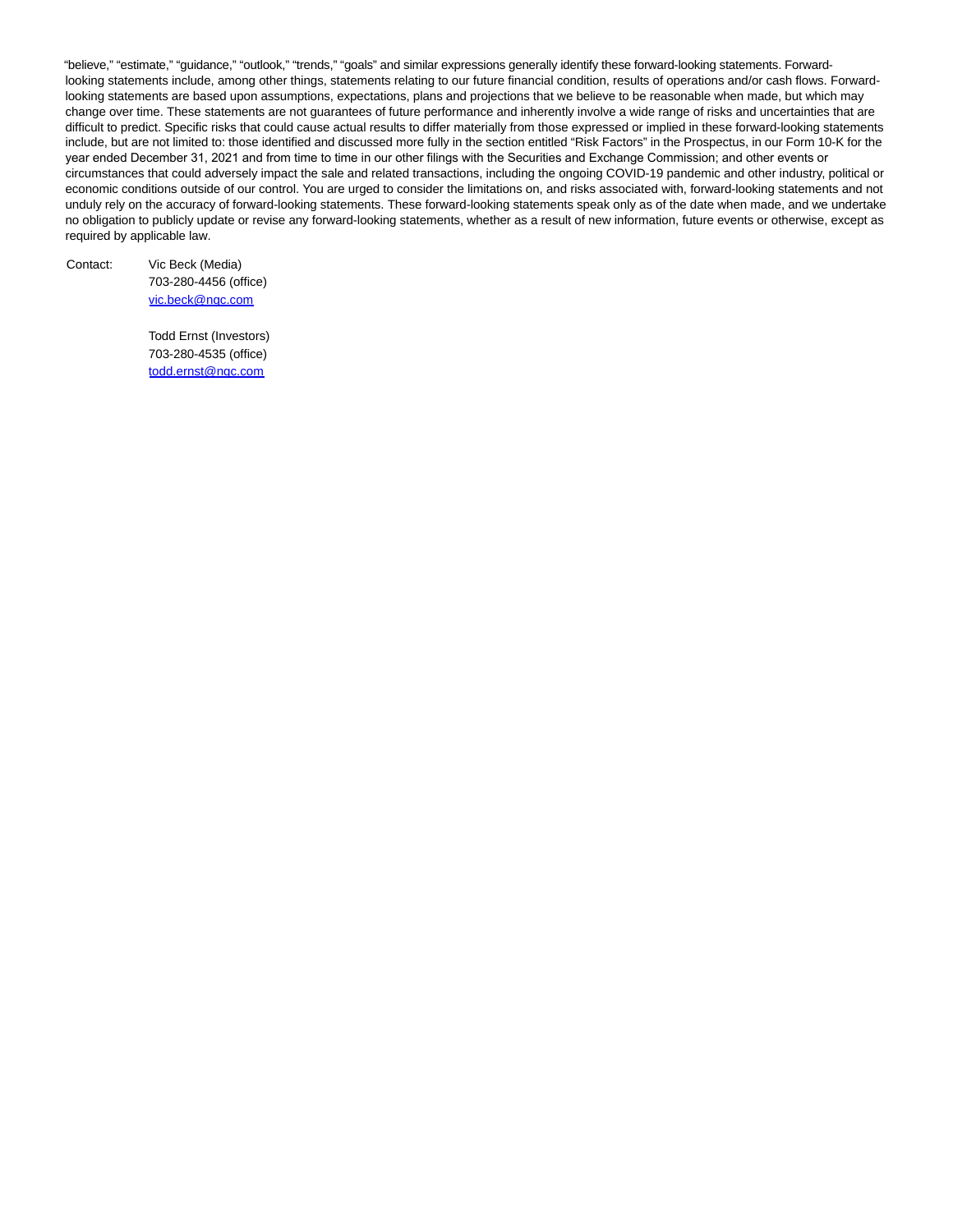"believe," "estimate," "guidance," "outlook," "trends," "goals" and similar expressions generally identify these forward-looking statements. Forward-looking statements include, among other things, statements relating to our future financial condition, results of operations and/or cash flows. Forward-looking statements are based upon assumptions, expectations, plans and projections that we believe to be reasonable when made, but which may change over time. These statements are not guarantees of future performance and inherently involve a wide range of risks and uncertainties that are difficult to predict. Specific risks that could cause actual results to differ materially from those expressed or implied in these forward-looking statements include, but are not limited to: those identified and discussed more fully in the section entitled "Risk Factors" in the Prospectus, in our Form 10-K for the year ended December 31, 2021 and from time to time in our other filings with the Securities and Exchange Commission; and other events or circumstances that could adversely impact the sale and related transactions, including the ongoing COVID-19 pandemic and other industry, political or economic conditions outside of our control. You are urged to consider the limitations on, and risks associated with, forward-looking statements and not unduly rely on the accuracy of forward-looking statements. These forward-looking statements speak only as of the date when made, and we undertake no obligation to publicly update or revise any forward-looking statements, whether as a result of new information, future events or otherwise, except as required by applicable law.

Contact: Vic Beck (Media)
703-280-4456 (office)
vic.beck@ngc.com

Todd Ernst (Investors)
703-280-4535 (office)
todd.ernst@ngc.com